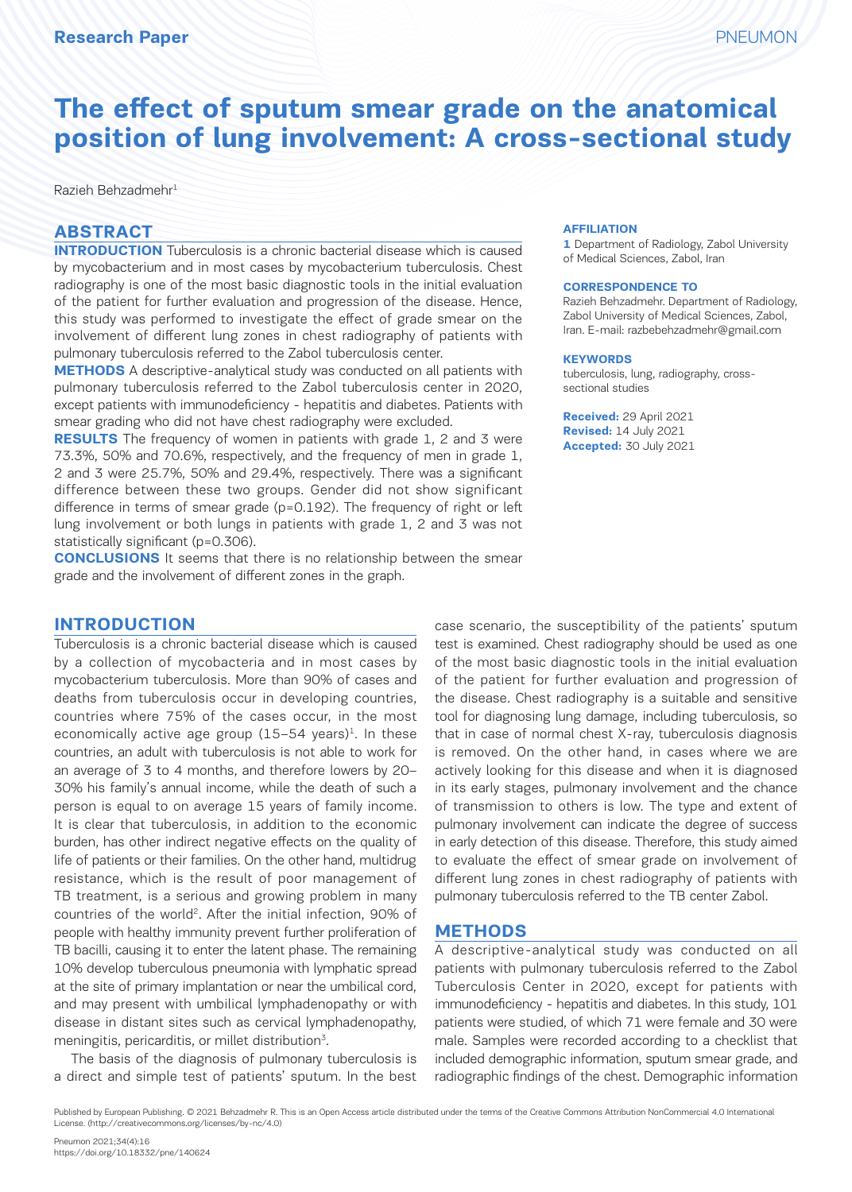Research Paper

# The effect of sputum smear grade on the anatomical position of lung involvement: A cross-sectional study

Razieh Behzadmehr[1]

## ABSTRACT

**INTRODUCTION** Tuberculosis is a chronic bacterial disease which is caused by mycobacterium and in most cases by mycobacterium tuberculosis. Chest radiography is one of the most basic diagnostic tools in the initial evaluation of the patient for further evaluation and progression of the disease. Hence, this study was performed to investigate the effect of grade smear on the involvement of different lung zones in chest radiography of patients with pulmonary tuberculosis referred to the Zabol tuberculosis center.

**METHODS** A descriptive-analytical study was conducted on all patients with pulmonary tuberculosis referred to the Zabol tuberculosis center in 2020, except patients with immunodeficiency - hepatitis and diabetes. Patients with smear grading who did not have chest radiography were excluded.

**RESULTS** The frequency of women in patients with grade 1, 2 and 3 were 73.3%, 50% and 70.6%, respectively, and the frequency of men in grade 1, 2 and 3 were 25.7%, 50% and 29.4%, respectively. There was a significant difference between these two groups. Gender did not show significant difference in terms of smear grade (p=0.192). The frequency of right or left lung involvement or both lungs in patients with grade 1, 2 and 3 was not statistically significant (p=0.306).

**CONCLUSIONS** It seems that there is no relationship between the smear grade and the involvement of different zones in the graph.

**AFFILIATION**

1 Department of Radiology, Zabol University of Medical Sciences, Zabol, Iran

**CORRESPONDENCE TO**

Razieh Behzadmehr. Department of Radiology, Zabol University of Medical Sciences, Zabol, Iran. E-mail: razbebehzadmehr@gmail.com

**KEYWORDS**

tuberculosis, lung, radiography, cross-sectional studies

**Received:** 29 April 2021
**Revised:** 14 July 2021
**Accepted:** 30 July 2021

## INTRODUCTION

Tuberculosis is a chronic bacterial disease which is caused by a collection of mycobacteria and in most cases by mycobacterium tuberculosis. More than 90% of cases and deaths from tuberculosis occur in developing countries, countries where 75% of the cases occur, in the most economically active age group (15–54 years)[1]. In these countries, an adult with tuberculosis is not able to work for an average of 3 to 4 months, and therefore lowers by 20–30% his family's annual income, while the death of such a person is equal to on average 15 years of family income. It is clear that tuberculosis, in addition to the economic burden, has other indirect negative effects on the quality of life of patients or their families. On the other hand, multidrug resistance, which is the result of poor management of TB treatment, is a serious and growing problem in many countries of the world[2]. After the initial infection, 90% of people with healthy immunity prevent further proliferation of TB bacilli, causing it to enter the latent phase. The remaining 10% develop tuberculous pneumonia with lymphatic spread at the site of primary implantation or near the umbilical cord, and may present with umbilical lymphadenopathy or with disease in distant sites such as cervical lymphadenopathy, meningitis, pericarditis, or millet distribution[3].

The basis of the diagnosis of pulmonary tuberculosis is a direct and simple test of patients' sputum. In the best case scenario, the susceptibility of the patients' sputum test is examined. Chest radiography should be used as one of the most basic diagnostic tools in the initial evaluation of the patient for further evaluation and progression of the disease. Chest radiography is a suitable and sensitive tool for diagnosing lung damage, including tuberculosis, so that in case of normal chest X-ray, tuberculosis diagnosis is removed. On the other hand, in cases where we are actively looking for this disease and when it is diagnosed in its early stages, pulmonary involvement and the chance of transmission to others is low. The type and extent of pulmonary involvement can indicate the degree of success in early detection of this disease. Therefore, this study aimed to evaluate the effect of smear grade on involvement of different lung zones in chest radiography of patients with pulmonary tuberculosis referred to the TB center Zabol.

## METHODS

A descriptive-analytical study was conducted on all patients with pulmonary tuberculosis referred to the Zabol Tuberculosis Center in 2020, except for patients with immunodeficiency - hepatitis and diabetes. In this study, 101 patients were studied, of which 71 were female and 30 were male. Samples were recorded according to a checklist that included demographic information, sputum smear grade, and radiographic findings of the chest. Demographic information

Published by European Publishing. © 2021 Behzadmehr R. This is an Open Access article distributed under the terms of the Creative Commons Attribution NonCommercial 4.0 International License. (http://creativecommons.org/licenses/by-nc/4.0)

Pneumon 2021;34(4):16
https://doi.org/10.18332/pne/140624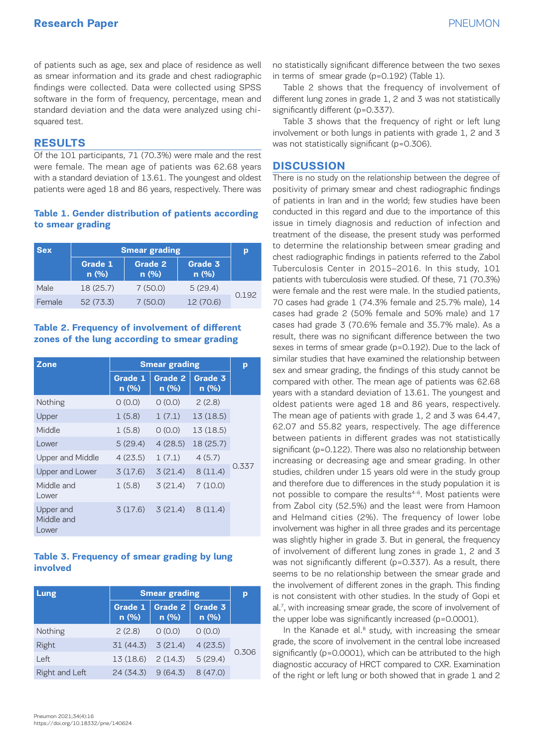of patients such as age, sex and place of residence as well as smear information and its grade and chest radiographic findings were collected. Data were collected using SPSS software in the form of frequency, percentage, mean and standard deviation and the data were analyzed using chi-squared test.

## RESULTS

Of the 101 participants, 71 (70.3%) were male and the rest were female. The mean age of patients was 62.68 years with a standard deviation of 13.61. The youngest and oldest patients were aged 18 and 86 years, respectively. There was no statistically significant difference between the two sexes in terms of smear grade (p=0.192) (Table 1).

Table 2 shows that the frequency of involvement of different lung zones in grade 1, 2 and 3 was not statistically significantly different (p=0.337).

Table 3 shows that the frequency of right or left lung involvement or both lungs in patients with grade 1, 2 and 3 was not statistically significant (p=0.306).

**Table 1. Gender distribution of patients according to smear grading**

| Sex | Smear grading | | | p |
|---|---|---|---|---|
| | Grade 1 n (%) | Grade 2 n (%) | Grade 3 n (%) | |
| Male | 18 (25.7) | 7 (50.0) | 5 (29.4) | 0.192 |
| Female | 52 (73.3) | 7 (50.0) | 12 (70.6) | |

**Table 2. Frequency of involvement of different zones of the lung according to smear grading**

| Zone | Smear grading | | | p |
|---|---|---|---|---|
| | Grade 1 n (%) | Grade 2 n (%) | Grade 3 n (%) | |
| Nothing | 0 (0.0) | 0 (0.0) | 2 (2.8) | 0.337 |
| Upper | 1 (5.8) | 1 (7.1) | 13 (18.5) | |
| Middle | 1 (5.8) | 0 (0.0) | 13 (18.5) | |
| Lower | 5 (29.4) | 4 (28.5) | 18 (25.7) | |
| Upper and Middle | 4 (23.5) | 1 (7.1) | 4 (5.7) | |
| Upper and Lower | 3 (17.6) | 3 (21.4) | 8 (11.4) | |
| Middle and Lower | 1 (5.8) | 3 (21.4) | 7 (10.0) | |
| Upper and Middle and Lower | 3 (17.6) | 3 (21.4) | 8 (11.4) | |

**Table 3. Frequency of smear grading by lung involved**

| Lung | Smear grading | | | p |
|---|---|---|---|---|
| | Grade 1 n (%) | Grade 2 n (%) | Grade 3 n (%) | |
| Nothing | 2 (2.8) | 0 (0.0) | 0 (0.0) | 0.306 |
| Right | 31 (44.3) | 3 (21.4) | 4 (23.5) | |
| Left | 13 (18.6) | 2 (14.3) | 5 (29.4) | |
| Right and Left | 24 (34.3) | 9 (64.3) | 8 (47.0) | |

## DISCUSSION

There is no study on the relationship between the degree of positivity of primary smear and chest radiographic findings of patients in Iran and in the world; few studies have been conducted in this regard and due to the importance of this issue in timely diagnosis and reduction of infection and treatment of the disease, the present study was performed to determine the relationship between smear grading and chest radiographic findings in patients referred to the Zabol Tuberculosis Center in 2015–2016. In this study, 101 patients with tuberculosis were studied. Of these, 71 (70.3%) were female and the rest were male. In the studied patients, 70 cases had grade 1 (74.3% female and 25.7% male), 14 cases had grade 2 (50% female and 50% male) and 17 cases had grade 3 (70.6% female and 35.7% male). As a result, there was no significant difference between the two sexes in terms of smear grade (p=0.192). Due to the lack of similar studies that have examined the relationship between sex and smear grading, the findings of this study cannot be compared with other. The mean age of patients was 62.68 years with a standard deviation of 13.61. The youngest and oldest patients were aged 18 and 86 years, respectively. The mean age of patients with grade 1, 2 and 3 was 64.47, 62.07 and 55.82 years, respectively. The age difference between patients in different grades was not statistically significant (p=0.122). There was also no relationship between increasing or decreasing age and smear grading. In other studies, children under 15 years old were in the study group and therefore due to differences in the study population it is not possible to compare the results[4-6]. Most patients were from Zabol city (52.5%) and the least were from Hamoon and Helmand cities (2%). The frequency of lower lobe involvement was higher in all three grades and its percentage was slightly higher in grade 3. But in general, the frequency of involvement of different lung zones in grade 1, 2 and 3 was not significantly different (p=0.337). As a result, there seems to be no relationship between the smear grade and the involvement of different zones in the graph. This finding is not consistent with other studies. In the study of Gopi et al.[7], with increasing smear grade, the score of involvement of the upper lobe was significantly increased (p=0.0001).

In the Kanade et al.[8] study, with increasing the smear grade, the score of involvement in the central lobe increased significantly (p=0.0001), which can be attributed to the high diagnostic accuracy of HRCT compared to CXR. Examination of the right or left lung or both showed that in grade 1 and 2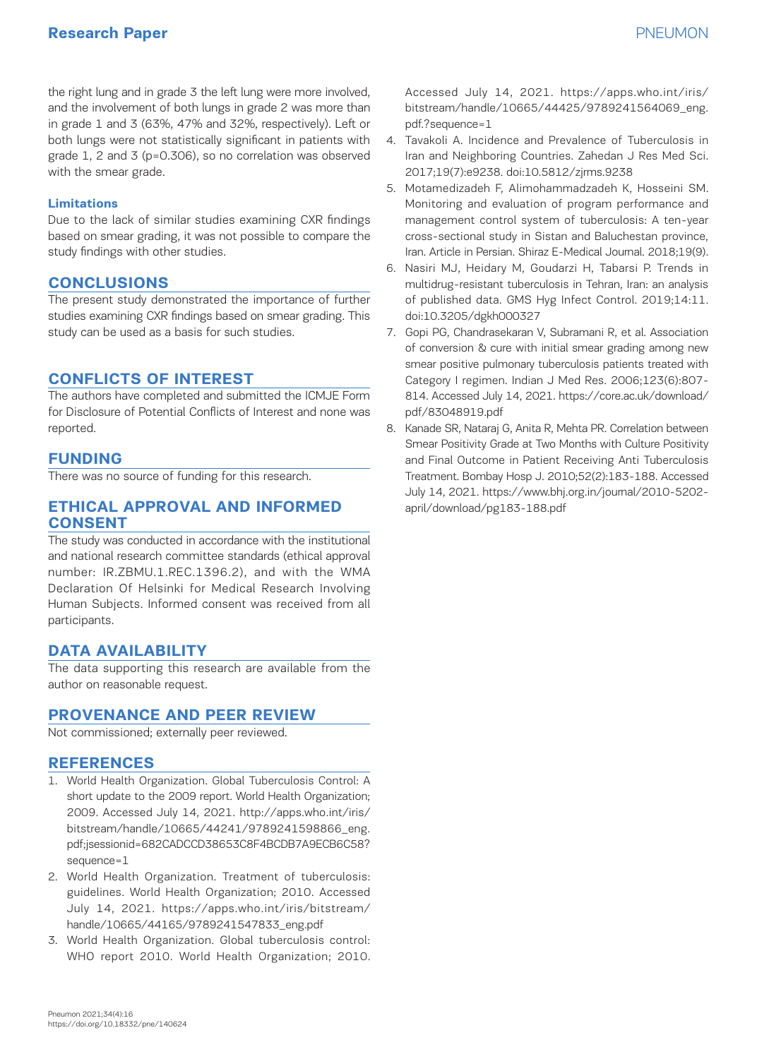the right lung and in grade 3 the left lung were more involved, and the involvement of both lungs in grade 2 was more than in grade 1 and 3 (63%, 47% and 32%, respectively). Left or both lungs were not statistically significant in patients with grade 1, 2 and 3 (p=0.306), so no correlation was observed with the smear grade.

### Limitations

Due to the lack of similar studies examining CXR findings based on smear grading, it was not possible to compare the study findings with other studies.

## CONCLUSIONS

The present study demonstrated the importance of further studies examining CXR findings based on smear grading. This study can be used as a basis for such studies.

## CONFLICTS OF INTEREST

The authors have completed and submitted the ICMJE Form for Disclosure of Potential Conflicts of Interest and none was reported.

## FUNDING

There was no source of funding for this research.

## ETHICAL APPROVAL AND INFORMED CONSENT

The study was conducted in accordance with the institutional and national research committee standards (ethical approval number: IR.ZBMU.1.REC.1396.2), and with the WMA Declaration Of Helsinki for Medical Research Involving Human Subjects. Informed consent was received from all participants.

## DATA AVAILABILITY

The data supporting this research are available from the author on reasonable request.

## PROVENANCE AND PEER REVIEW

Not commissioned; externally peer reviewed.

## REFERENCES

1. World Health Organization. Global Tuberculosis Control: A short update to the 2009 report. World Health Organization; 2009. Accessed July 14, 2021. http://apps.who.int/iris/bitstream/handle/10665/44241/9789241598866_eng.pdf;jsessionid=682CADCCD38653C8F4BCDB7A9ECB6C58?sequence=1
2. World Health Organization. Treatment of tuberculosis: guidelines. World Health Organization; 2010. Accessed July 14, 2021. https://apps.who.int/iris/bitstream/handle/10665/44165/9789241547833_eng.pdf
3. World Health Organization. Global tuberculosis control: WHO report 2010. World Health Organization; 2010. Accessed July 14, 2021. https://apps.who.int/iris/bitstream/handle/10665/44425/9789241564069_eng.pdf.?sequence=1
4. Tavakoli A. Incidence and Prevalence of Tuberculosis in Iran and Neighboring Countries. Zahedan J Res Med Sci. 2017;19(7):e9238. doi:10.5812/zjrms.9238
5. Motamedizadeh F, Alimohammadzadeh K, Hosseini SM. Monitoring and evaluation of program performance and management control system of tuberculosis: A ten-year cross-sectional study in Sistan and Baluchestan province, Iran. Article in Persian. Shiraz E-Medical Journal. 2018;19(9).
6. Nasiri MJ, Heidary M, Goudarzi H, Tabarsi P. Trends in multidrug-resistant tuberculosis in Tehran, Iran: an analysis of published data. GMS Hyg Infect Control. 2019;14:11. doi:10.3205/dgkh000327
7. Gopi PG, Chandrasekaran V, Subramani R, et al. Association of conversion & cure with initial smear grading among new smear positive pulmonary tuberculosis patients treated with Category I regimen. Indian J Med Res. 2006;123(6):807-814. Accessed July 14, 2021. https://core.ac.uk/download/pdf/83048919.pdf
8. Kanade SR, Nataraj G, Anita R, Mehta PR. Correlation between Smear Positivity Grade at Two Months with Culture Positivity and Final Outcome in Patient Receiving Anti Tuberculosis Treatment. Bombay Hosp J. 2010;52(2):183-188. Accessed July 14, 2021. https://www.bhj.org.in/journal/2010-5202-april/download/pg183-188.pdf